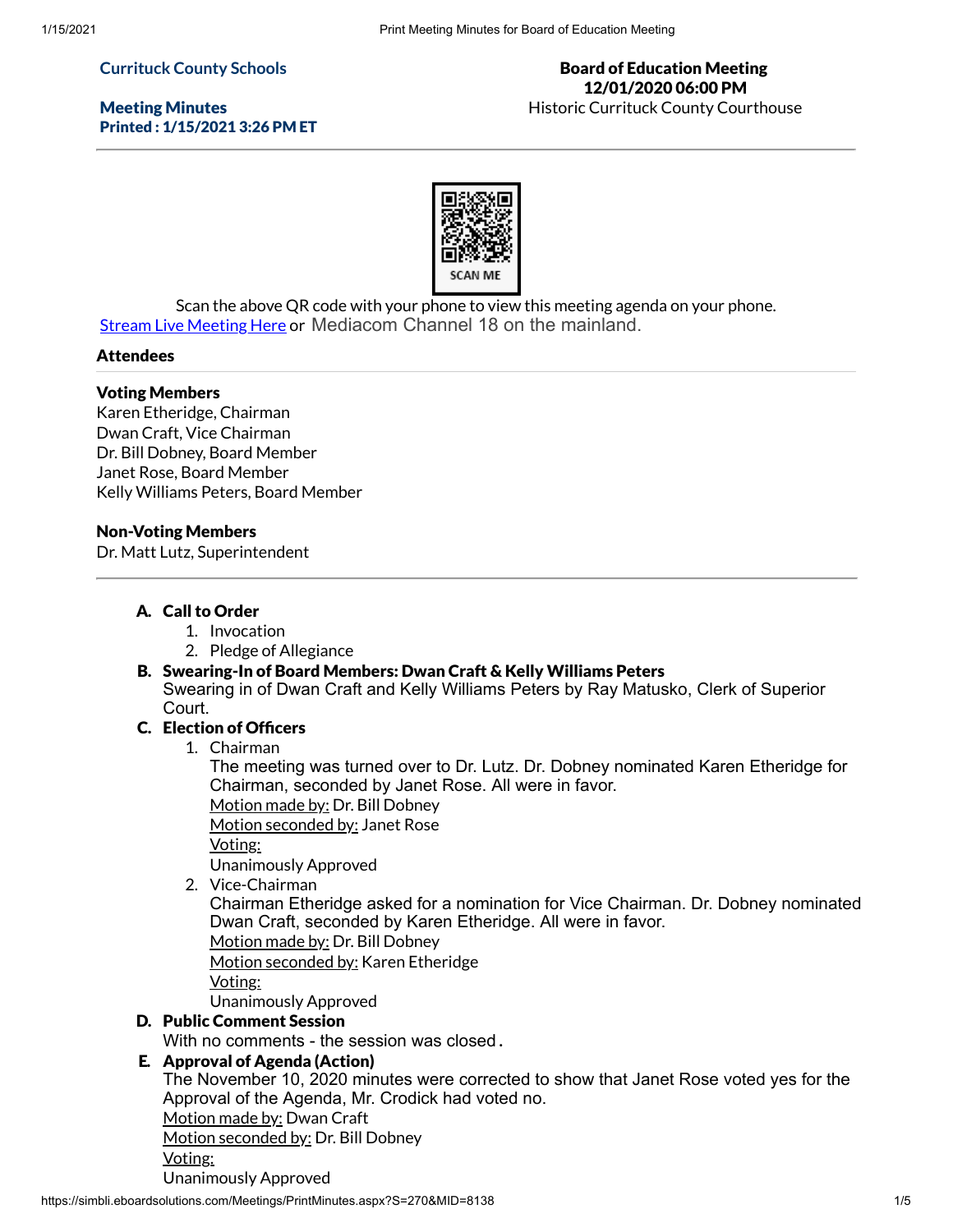**Currituck County Schools**

**Meeting Minutes**
**Printed : 1/15/2021 3:26 PM ET**

**Board of Education Meeting**
**12/01/2020 06:00 PM**
Historic Currituck County Courthouse

SCAN ME

Scan the above QR code with your phone to view this meeting agenda on your phone.
Stream Live Meeting Here or Mediacom Channel 18 on the mainland.

### Attendees

**Voting Members**
Karen Etheridge, Chairman
Dwan Craft, Vice Chairman
Dr. Bill Dobney, Board Member
Janet Rose, Board Member
Kelly Williams Peters, Board Member

**Non-Voting Members**
Dr. Matt Lutz, Superintendent

---

**A. Call to Order**
1. Invocation
2. Pledge of Allegiance

**B. Swearing-In of Board Members: Dwan Craft & Kelly Williams Peters**
Swearing in of Dwan Craft and Kelly Williams Peters by Ray Matusko, Clerk of Superior Court.

**C. Election of Officers**
1. Chairman
   The meeting was turned over to Dr. Lutz. Dr. Dobney nominated Karen Etheridge for Chairman, seconded by Janet Rose. All were in favor.
   Motion made by: Dr. Bill Dobney
   Motion seconded by: Janet Rose
   Voting:
   Unanimously Approved
2. Vice-Chairman
   Chairman Etheridge asked for a nomination for Vice Chairman. Dr. Dobney nominated Dwan Craft, seconded by Karen Etheridge. All were in favor.
   Motion made by: Dr. Bill Dobney
   Motion seconded by: Karen Etheridge
   Voting:
   Unanimously Approved

**D. Public Comment Session**
With no comments - the session was closed.

**E. Approval of Agenda (Action)**
The November 10, 2020 minutes were corrected to show that Janet Rose voted yes for the Approval of the Agenda, Mr. Crodick had voted no.
Motion made by: Dwan Craft
Motion seconded by: Dr. Bill Dobney
Voting:
Unanimously Approved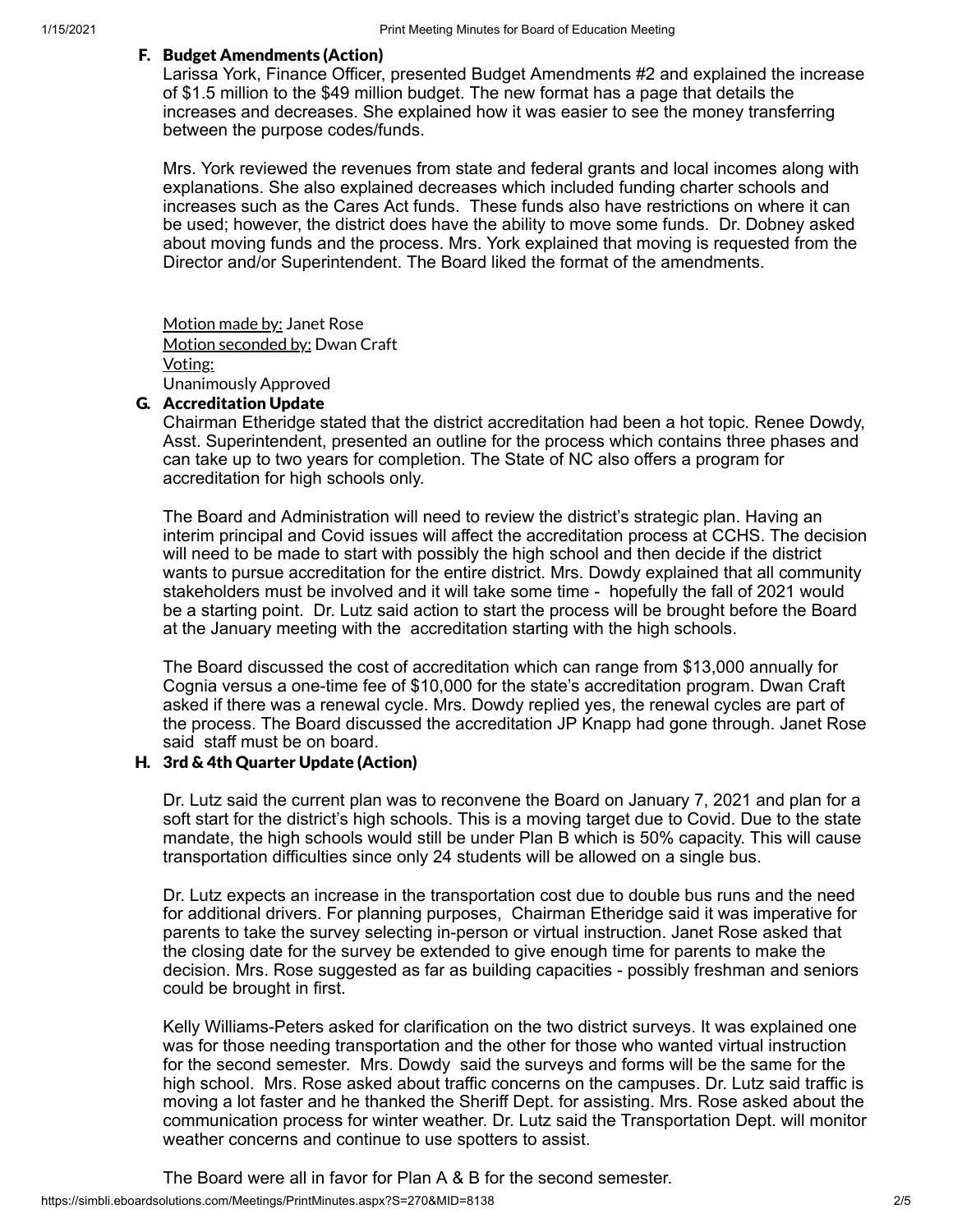### F. Budget Amendments (Action)

Larissa York, Finance Officer, presented Budget Amendments #2 and explained the increase of $1.5 million to the $49 million budget. The new format has a page that details the increases and decreases. She explained how it was easier to see the money transferring between the purpose codes/funds.

Mrs. York reviewed the revenues from state and federal grants and local incomes along with explanations. She also explained decreases which included funding charter schools and increases such as the Cares Act funds. These funds also have restrictions on where it can be used; however, the district does have the ability to move some funds. Dr. Dobney asked about moving funds and the process. Mrs. York explained that moving is requested from the Director and/or Superintendent. The Board liked the format of the amendments.

Motion made by: Janet Rose
Motion seconded by: Dwan Craft
Voting:
Unanimously Approved

### G. Accreditation Update

Chairman Etheridge stated that the district accreditation had been a hot topic. Renee Dowdy, Asst. Superintendent, presented an outline for the process which contains three phases and can take up to two years for completion. The State of NC also offers a program for accreditation for high schools only.

The Board and Administration will need to review the district's strategic plan. Having an interim principal and Covid issues will affect the accreditation process at CCHS. The decision will need to be made to start with possibly the high school and then decide if the district wants to pursue accreditation for the entire district. Mrs. Dowdy explained that all community stakeholders must be involved and it will take some time - hopefully the fall of 2021 would be a starting point. Dr. Lutz said action to start the process will be brought before the Board at the January meeting with the accreditation starting with the high schools.

The Board discussed the cost of accreditation which can range from $13,000 annually for Cognia versus a one-time fee of $10,000 for the state's accreditation program. Dwan Craft asked if there was a renewal cycle. Mrs. Dowdy replied yes, the renewal cycles are part of the process. The Board discussed the accreditation JP Knapp had gone through. Janet Rose said staff must be on board.

### H. 3rd & 4th Quarter Update (Action)

Dr. Lutz said the current plan was to reconvene the Board on January 7, 2021 and plan for a soft start for the district's high schools. This is a moving target due to Covid. Due to the state mandate, the high schools would still be under Plan B which is 50% capacity. This will cause transportation difficulties since only 24 students will be allowed on a single bus.

Dr. Lutz expects an increase in the transportation cost due to double bus runs and the need for additional drivers. For planning purposes, Chairman Etheridge said it was imperative for parents to take the survey selecting in-person or virtual instruction. Janet Rose asked that the closing date for the survey be extended to give enough time for parents to make the decision. Mrs. Rose suggested as far as building capacities - possibly freshman and seniors could be brought in first.

Kelly Williams-Peters asked for clarification on the two district surveys. It was explained one was for those needing transportation and the other for those who wanted virtual instruction for the second semester. Mrs. Dowdy said the surveys and forms will be the same for the high school. Mrs. Rose asked about traffic concerns on the campuses. Dr. Lutz said traffic is moving a lot faster and he thanked the Sheriff Dept. for assisting. Mrs. Rose asked about the communication process for winter weather. Dr. Lutz said the Transportation Dept. will monitor weather concerns and continue to use spotters to assist.

The Board were all in favor for Plan A & B for the second semester.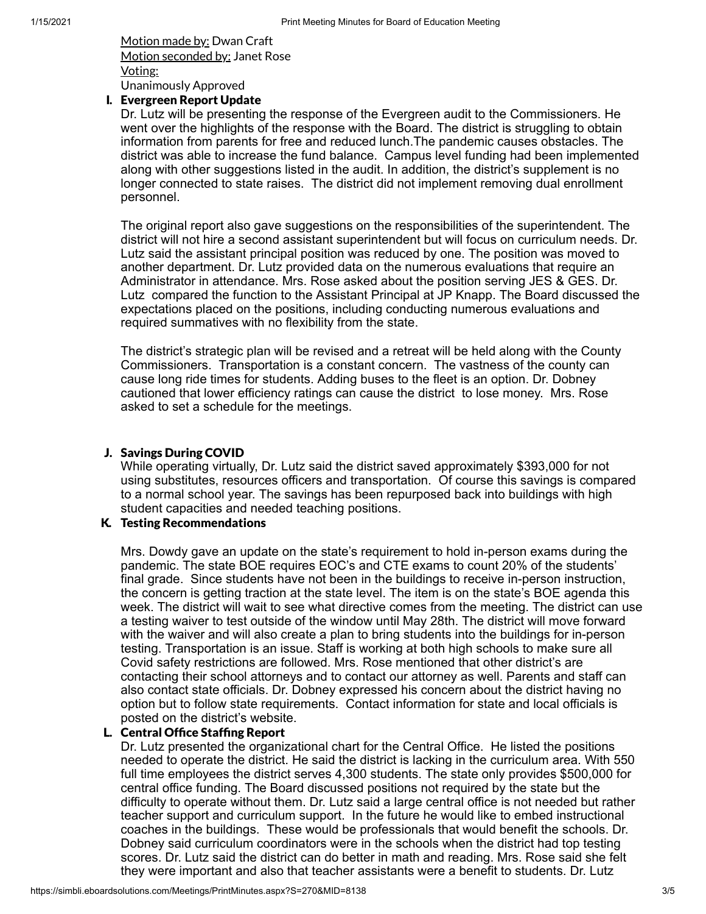Motion made by: Dwan Craft
Motion seconded by: Janet Rose
Voting:
Unanimously Approved

### I. Evergreen Report Update

Dr. Lutz will be presenting the response of the Evergreen audit to the Commissioners. He went over the highlights of the response with the Board. The district is struggling to obtain information from parents for free and reduced lunch.The pandemic causes obstacles. The district was able to increase the fund balance. Campus level funding had been implemented along with other suggestions listed in the audit. In addition, the district's supplement is no longer connected to state raises. The district did not implement removing dual enrollment personnel.

The original report also gave suggestions on the responsibilities of the superintendent. The district will not hire a second assistant superintendent but will focus on curriculum needs. Dr. Lutz said the assistant principal position was reduced by one. The position was moved to another department. Dr. Lutz provided data on the numerous evaluations that require an Administrator in attendance. Mrs. Rose asked about the position serving JES & GES. Dr. Lutz compared the function to the Assistant Principal at JP Knapp. The Board discussed the expectations placed on the positions, including conducting numerous evaluations and required summatives with no flexibility from the state.

The district's strategic plan will be revised and a retreat will be held along with the County Commissioners. Transportation is a constant concern. The vastness of the county can cause long ride times for students. Adding buses to the fleet is an option. Dr. Dobney cautioned that lower efficiency ratings can cause the district to lose money. Mrs. Rose asked to set a schedule for the meetings.

### J. Savings During COVID

While operating virtually, Dr. Lutz said the district saved approximately $393,000 for not using substitutes, resources officers and transportation. Of course this savings is compared to a normal school year. The savings has been repurposed back into buildings with high student capacities and needed teaching positions.

### K. Testing Recommendations

Mrs. Dowdy gave an update on the state's requirement to hold in-person exams during the pandemic. The state BOE requires EOC's and CTE exams to count 20% of the students' final grade. Since students have not been in the buildings to receive in-person instruction, the concern is getting traction at the state level. The item is on the state's BOE agenda this week. The district will wait to see what directive comes from the meeting. The district can use a testing waiver to test outside of the window until May 28th. The district will move forward with the waiver and will also create a plan to bring students into the buildings for in-person testing. Transportation is an issue. Staff is working at both high schools to make sure all Covid safety restrictions are followed. Mrs. Rose mentioned that other district's are contacting their school attorneys and to contact our attorney as well. Parents and staff can also contact state officials. Dr. Dobney expressed his concern about the district having no option but to follow state requirements. Contact information for state and local officials is posted on the district's website.

### L. Central Office Staffing Report

Dr. Lutz presented the organizational chart for the Central Office. He listed the positions needed to operate the district. He said the district is lacking in the curriculum area. With 550 full time employees the district serves 4,300 students. The state only provides $500,000 for central office funding. The Board discussed positions not required by the state but the difficulty to operate without them. Dr. Lutz said a large central office is not needed but rather teacher support and curriculum support. In the future he would like to embed instructional coaches in the buildings. These would be professionals that would benefit the schools. Dr. Dobney said curriculum coordinators were in the schools when the district had top testing scores. Dr. Lutz said the district can do better in math and reading. Mrs. Rose said she felt they were important and also that teacher assistants were a benefit to students. Dr. Lutz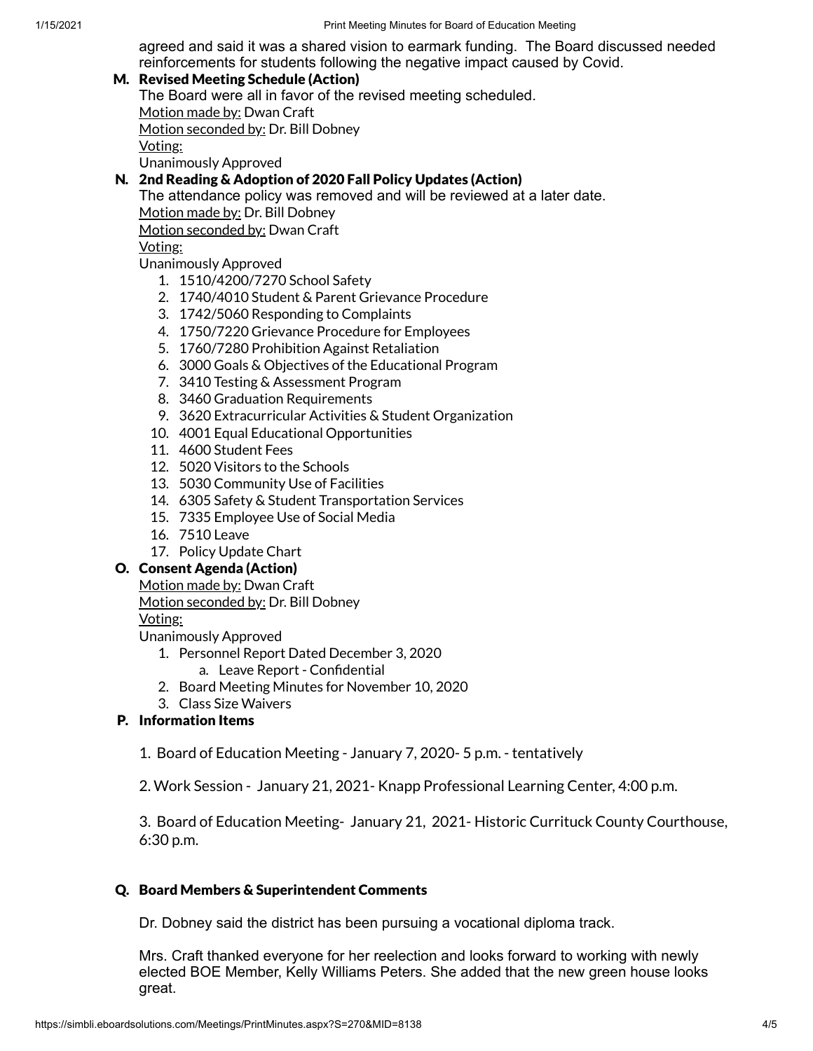agreed and said it was a shared vision to earmark funding. The Board discussed needed reinforcements for students following the negative impact caused by Covid.

### M. Revised Meeting Schedule (Action)

The Board were all in favor of the revised meeting scheduled.
Motion made by: Dwan Craft
Motion seconded by: Dr. Bill Dobney
Voting:
Unanimously Approved

### N. 2nd Reading & Adoption of 2020 Fall Policy Updates (Action)

The attendance policy was removed and will be reviewed at a later date.
Motion made by: Dr. Bill Dobney
Motion seconded by: Dwan Craft
Voting:
Unanimously Approved

1. 1510/4200/7270 School Safety
2. 1740/4010 Student & Parent Grievance Procedure
3. 1742/5060 Responding to Complaints
4. 1750/7220 Grievance Procedure for Employees
5. 1760/7280 Prohibition Against Retaliation
6. 3000 Goals & Objectives of the Educational Program
7. 3410 Testing & Assessment Program
8. 3460 Graduation Requirements
9. 3620 Extracurricular Activities & Student Organization
10. 4001 Equal Educational Opportunities
11. 4600 Student Fees
12. 5020 Visitors to the Schools
13. 5030 Community Use of Facilities
14. 6305 Safety & Student Transportation Services
15. 7335 Employee Use of Social Media
16. 7510 Leave
17. Policy Update Chart

### O. Consent Agenda (Action)

Motion made by: Dwan Craft
Motion seconded by: Dr. Bill Dobney
Voting:
Unanimously Approved

1. Personnel Report Dated December 3, 2020
   a. Leave Report - Confidential
2. Board Meeting Minutes for November 10, 2020
3. Class Size Waivers

### P. Information Items

1. Board of Education Meeting - January 7, 2020- 5 p.m. - tentatively

2. Work Session - January 21, 2021- Knapp Professional Learning Center, 4:00 p.m.

3. Board of Education Meeting- January 21, 2021- Historic Currituck County Courthouse, 6:30 p.m.

### Q. Board Members & Superintendent Comments

Dr. Dobney said the district has been pursuing a vocational diploma track.

Mrs. Craft thanked everyone for her reelection and looks forward to working with newly elected BOE Member, Kelly Williams Peters. She added that the new green house looks great.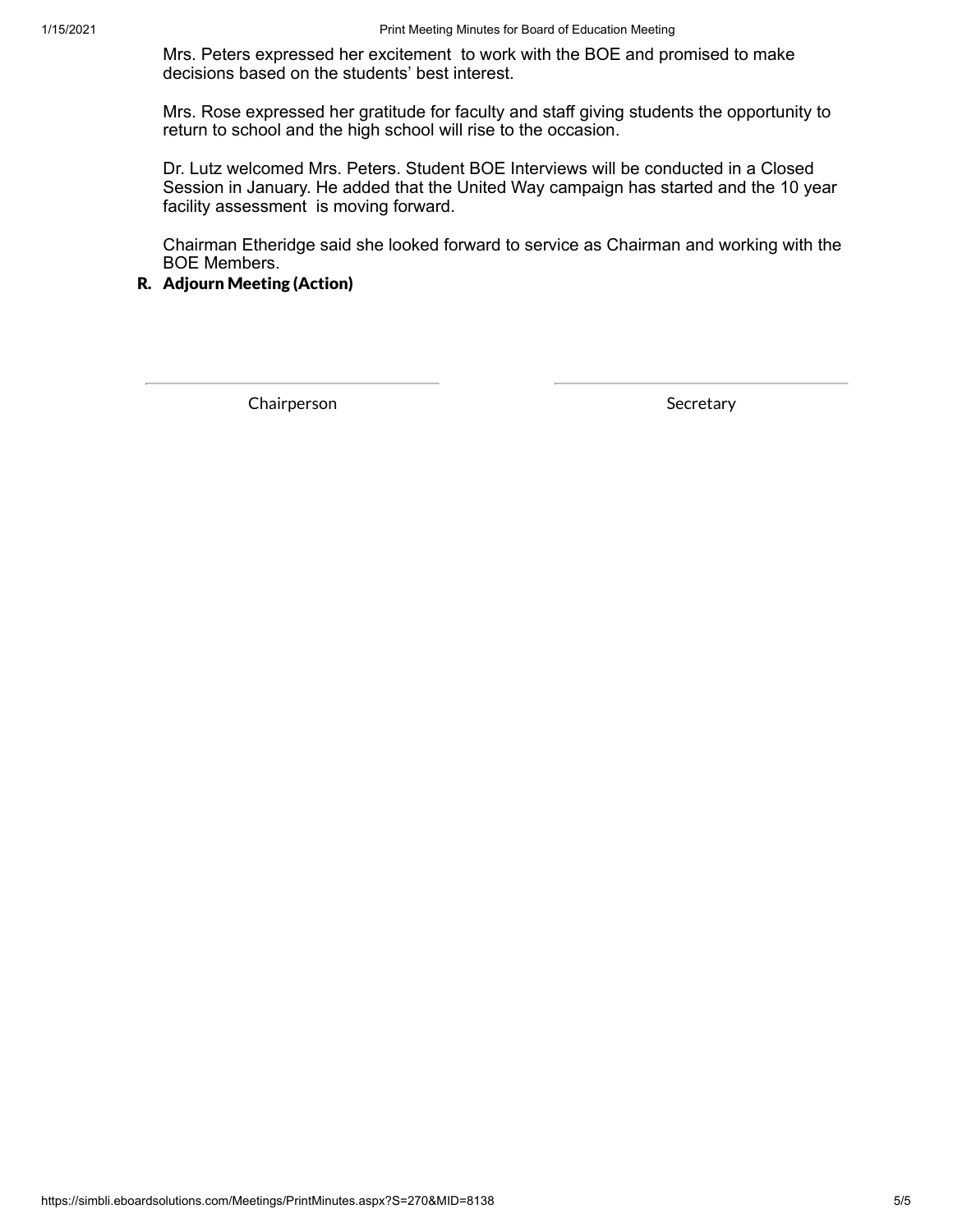Mrs. Peters expressed her excitement  to work with the BOE and promised to make decisions based on the students' best interest.

Mrs. Rose expressed her gratitude for faculty and staff giving students the opportunity to return to school and the high school will rise to the occasion.

Dr. Lutz welcomed Mrs. Peters. Student BOE Interviews will be conducted in a Closed Session in January. He added that the United Way campaign has started and the 10 year facility assessment  is moving forward.

Chairman Etheridge said she looked forward to service as Chairman and working with the BOE Members.

**R. Adjourn Meeting (Action)**

Chairperson

Secretary